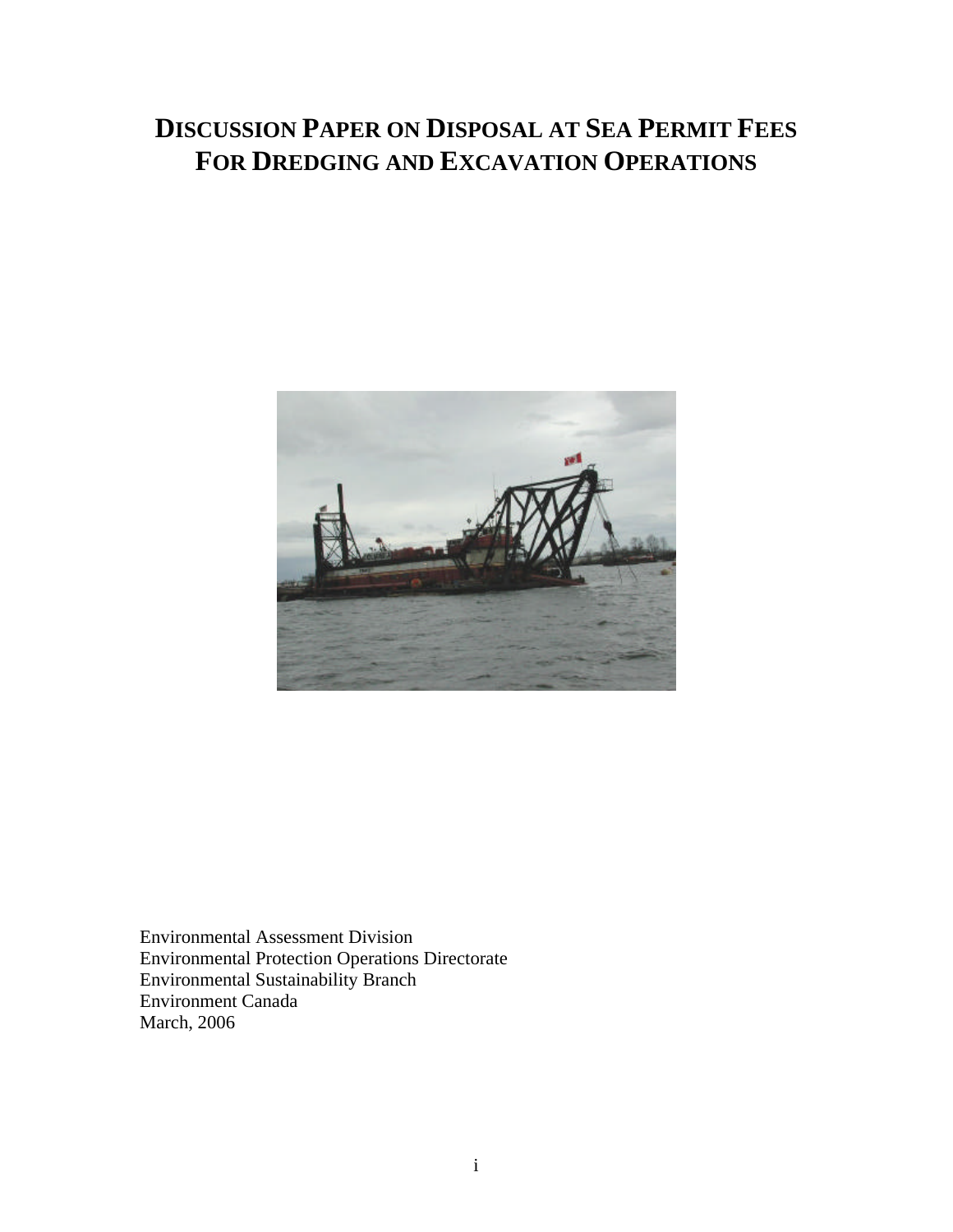# DISCUSSION PAPER ON DISPOSAL AT SEA PERMIT FEES FOR DREDGING AND EXCAVATION OPERATIONS

Environmental Assessment Division
Environmental Protection Operations Directorate
Environmental Sustainability Branch
Environment Canada
March, 2006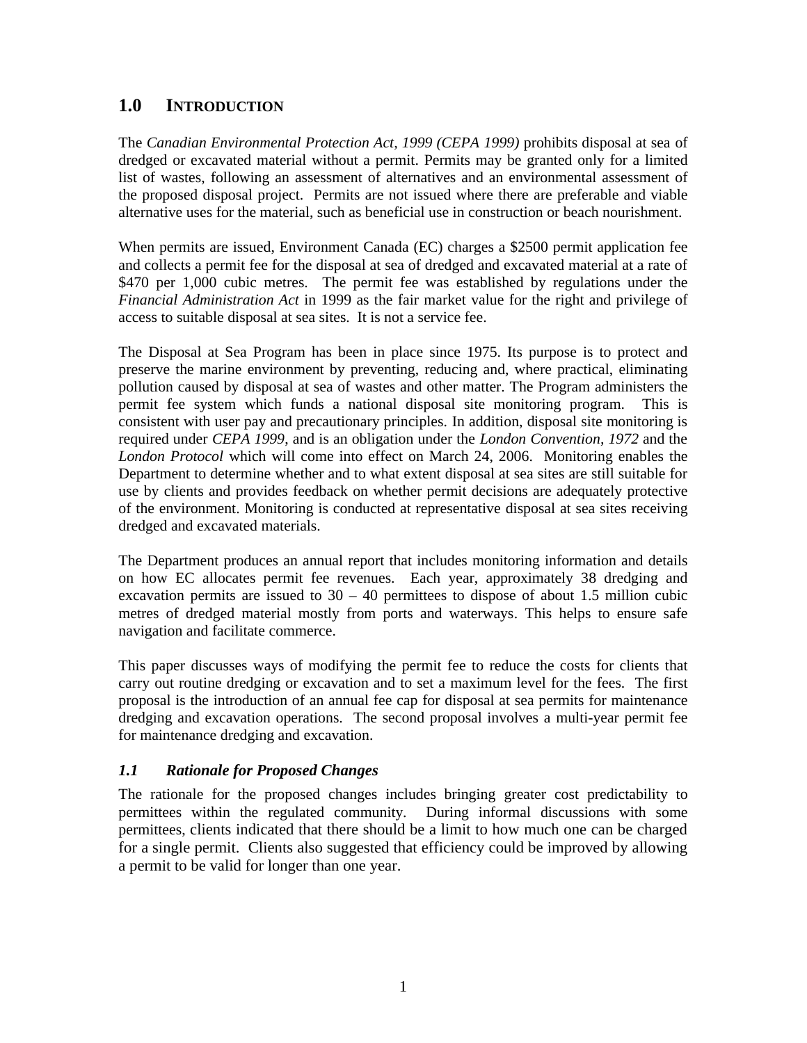## 1.0 INTRODUCTION

The *Canadian Environmental Protection Act, 1999 (CEPA 1999)* prohibits disposal at sea of dredged or excavated material without a permit. Permits may be granted only for a limited list of wastes, following an assessment of alternatives and an environmental assessment of the proposed disposal project. Permits are not issued where there are preferable and viable alternative uses for the material, such as beneficial use in construction or beach nourishment.

When permits are issued, Environment Canada (EC) charges a $2500 permit application fee and collects a permit fee for the disposal at sea of dredged and excavated material at a rate of $470 per 1,000 cubic metres. The permit fee was established by regulations under the *Financial Administration Act* in 1999 as the fair market value for the right and privilege of access to suitable disposal at sea sites. It is not a service fee.

The Disposal at Sea Program has been in place since 1975. Its purpose is to protect and preserve the marine environment by preventing, reducing and, where practical, eliminating pollution caused by disposal at sea of wastes and other matter. The Program administers the permit fee system which funds a national disposal site monitoring program. This is consistent with user pay and precautionary principles. In addition, disposal site monitoring is required under *CEPA 1999*, and is an obligation under the *London Convention, 1972* and the *London Protocol* which will come into effect on March 24, 2006. Monitoring enables the Department to determine whether and to what extent disposal at sea sites are still suitable for use by clients and provides feedback on whether permit decisions are adequately protective of the environment. Monitoring is conducted at representative disposal at sea sites receiving dredged and excavated materials.

The Department produces an annual report that includes monitoring information and details on how EC allocates permit fee revenues. Each year, approximately 38 dredging and excavation permits are issued to 30 – 40 permittees to dispose of about 1.5 million cubic metres of dredged material mostly from ports and waterways. This helps to ensure safe navigation and facilitate commerce.

This paper discusses ways of modifying the permit fee to reduce the costs for clients that carry out routine dredging or excavation and to set a maximum level for the fees. The first proposal is the introduction of an annual fee cap for disposal at sea permits for maintenance dredging and excavation operations. The second proposal involves a multi-year permit fee for maintenance dredging and excavation.

### *1.1 Rationale for Proposed Changes*

The rationale for the proposed changes includes bringing greater cost predictability to permittees within the regulated community. During informal discussions with some permittees, clients indicated that there should be a limit to how much one can be charged for a single permit. Clients also suggested that efficiency could be improved by allowing a permit to be valid for longer than one year.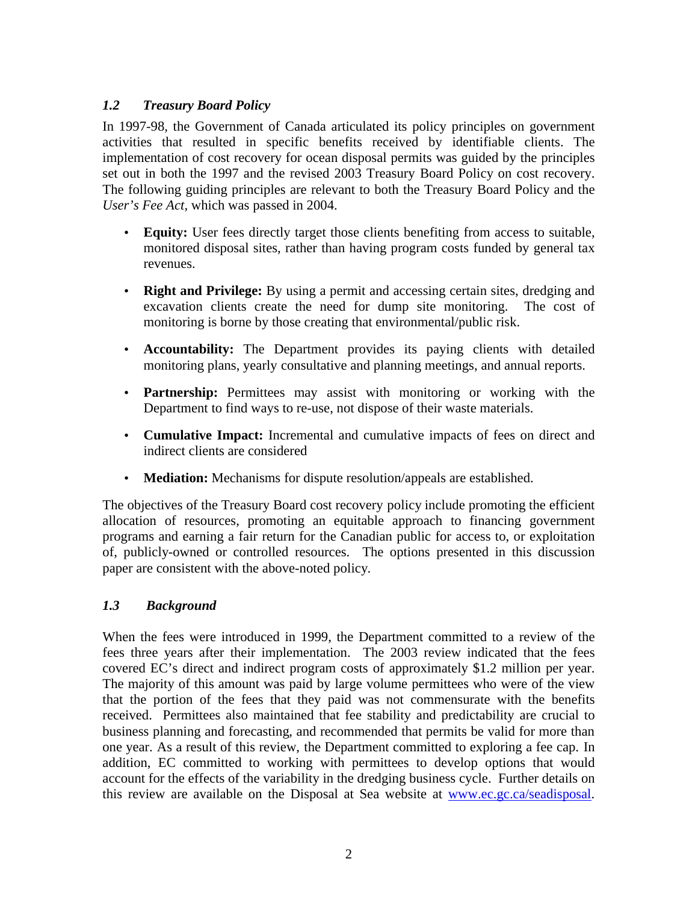### *1.2 Treasury Board Policy*

In 1997-98, the Government of Canada articulated its policy principles on government activities that resulted in specific benefits received by identifiable clients. The implementation of cost recovery for ocean disposal permits was guided by the principles set out in both the 1997 and the revised 2003 Treasury Board Policy on cost recovery. The following guiding principles are relevant to both the Treasury Board Policy and the *User's Fee Act*, which was passed in 2004.

- **Equity:** User fees directly target those clients benefiting from access to suitable, monitored disposal sites, rather than having program costs funded by general tax revenues.
- **Right and Privilege:** By using a permit and accessing certain sites, dredging and excavation clients create the need for dump site monitoring. The cost of monitoring is borne by those creating that environmental/public risk.
- **Accountability:** The Department provides its paying clients with detailed monitoring plans, yearly consultative and planning meetings, and annual reports.
- **Partnership:** Permittees may assist with monitoring or working with the Department to find ways to re-use, not dispose of their waste materials.
- **Cumulative Impact:** Incremental and cumulative impacts of fees on direct and indirect clients are considered
- **Mediation:** Mechanisms for dispute resolution/appeals are established.

The objectives of the Treasury Board cost recovery policy include promoting the efficient allocation of resources, promoting an equitable approach to financing government programs and earning a fair return for the Canadian public for access to, or exploitation of, publicly-owned or controlled resources. The options presented in this discussion paper are consistent with the above-noted policy.

### *1.3 Background*

When the fees were introduced in 1999, the Department committed to a review of the fees three years after their implementation. The 2003 review indicated that the fees covered EC's direct and indirect program costs of approximately $1.2 million per year. The majority of this amount was paid by large volume permittees who were of the view that the portion of the fees that they paid was not commensurate with the benefits received. Permittees also maintained that fee stability and predictability are crucial to business planning and forecasting, and recommended that permits be valid for more than one year. As a result of this review, the Department committed to exploring a fee cap. In addition, EC committed to working with permittees to develop options that would account for the effects of the variability in the dredging business cycle. Further details on this review are available on the Disposal at Sea website at [www.ec.gc.ca/seadisposal](http://www.ec.gc.ca/seadisposal).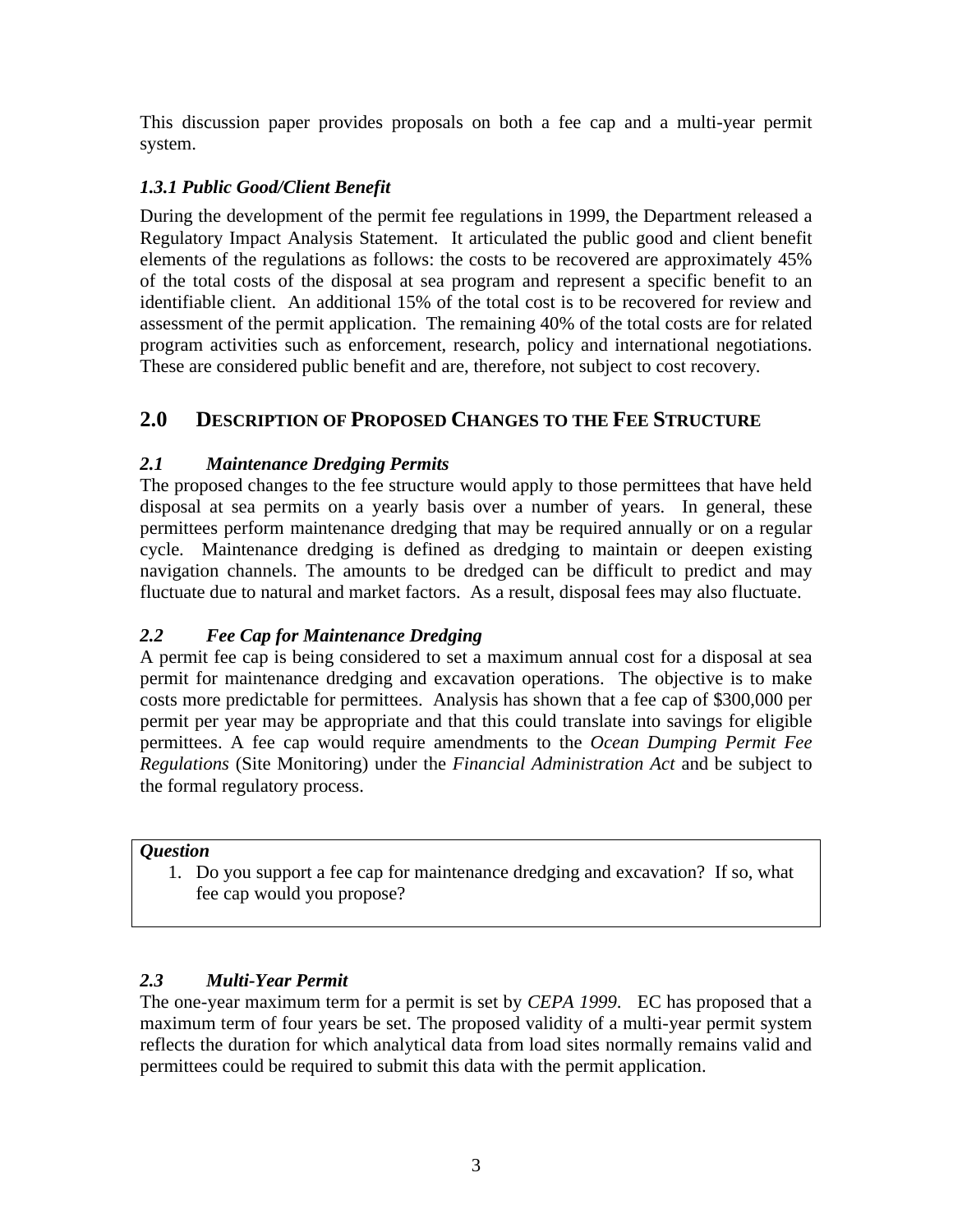This discussion paper provides proposals on both a fee cap and a multi-year permit system.

### *1.3.1 Public Good/Client Benefit*

During the development of the permit fee regulations in 1999, the Department released a Regulatory Impact Analysis Statement. It articulated the public good and client benefit elements of the regulations as follows: the costs to be recovered are approximately 45% of the total costs of the disposal at sea program and represent a specific benefit to an identifiable client. An additional 15% of the total cost is to be recovered for review and assessment of the permit application. The remaining 40% of the total costs are for related program activities such as enforcement, research, policy and international negotiations. These are considered public benefit and are, therefore, not subject to cost recovery.

## 2.0 DESCRIPTION OF PROPOSED CHANGES TO THE FEE STRUCTURE

### *2.1 Maintenance Dredging Permits*

The proposed changes to the fee structure would apply to those permittees that have held disposal at sea permits on a yearly basis over a number of years. In general, these permittees perform maintenance dredging that may be required annually or on a regular cycle. Maintenance dredging is defined as dredging to maintain or deepen existing navigation channels. The amounts to be dredged can be difficult to predict and may fluctuate due to natural and market factors. As a result, disposal fees may also fluctuate.

### *2.2 Fee Cap for Maintenance Dredging*

A permit fee cap is being considered to set a maximum annual cost for a disposal at sea permit for maintenance dredging and excavation operations. The objective is to make costs more predictable for permittees. Analysis has shown that a fee cap of $300,000 per permit per year may be appropriate and that this could translate into savings for eligible permittees. A fee cap would require amendments to the *Ocean Dumping Permit Fee Regulations* (Site Monitoring) under the *Financial Administration Act* and be subject to the formal regulatory process.

***Question***

1. Do you support a fee cap for maintenance dredging and excavation? If so, what fee cap would you propose?

### *2.3 Multi-Year Permit*

The one-year maximum term for a permit is set by *CEPA 1999*. EC has proposed that a maximum term of four years be set. The proposed validity of a multi-year permit system reflects the duration for which analytical data from load sites normally remains valid and permittees could be required to submit this data with the permit application.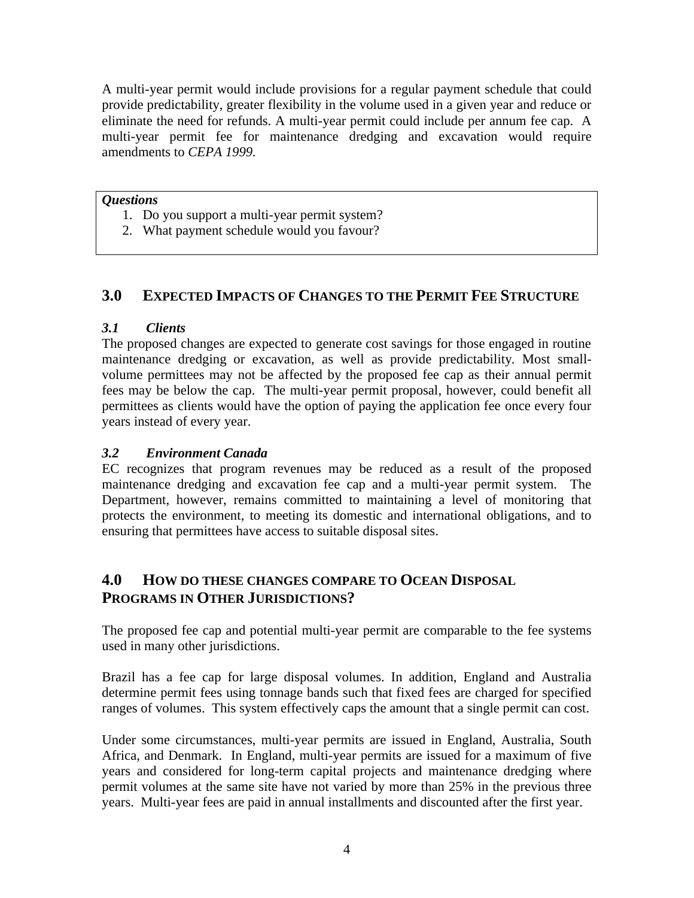A multi-year permit would include provisions for a regular payment schedule that could provide predictability, greater flexibility in the volume used in a given year and reduce or eliminate the need for refunds. A multi-year permit could include per annum fee cap. A multi-year permit fee for maintenance dredging and excavation would require amendments to *CEPA 1999.*

> ***Questions***
> 1. Do you support a multi-year permit system?
> 2. What payment schedule would you favour?

## 3.0 EXPECTED IMPACTS OF CHANGES TO THE PERMIT FEE STRUCTURE

### *3.1 Clients*

The proposed changes are expected to generate cost savings for those engaged in routine maintenance dredging or excavation, as well as provide predictability. Most small-volume permittees may not be affected by the proposed fee cap as their annual permit fees may be below the cap. The multi-year permit proposal, however, could benefit all permittees as clients would have the option of paying the application fee once every four years instead of every year.

### *3.2 Environment Canada*

EC recognizes that program revenues may be reduced as a result of the proposed maintenance dredging and excavation fee cap and a multi-year permit system. The Department, however, remains committed to maintaining a level of monitoring that protects the environment, to meeting its domestic and international obligations, and to ensuring that permittees have access to suitable disposal sites.

## 4.0 HOW DO THESE CHANGES COMPARE TO OCEAN DISPOSAL PROGRAMS IN OTHER JURISDICTIONS?

The proposed fee cap and potential multi-year permit are comparable to the fee systems used in many other jurisdictions.

Brazil has a fee cap for large disposal volumes. In addition, England and Australia determine permit fees using tonnage bands such that fixed fees are charged for specified ranges of volumes. This system effectively caps the amount that a single permit can cost.

Under some circumstances, multi-year permits are issued in England, Australia, South Africa, and Denmark. In England, multi-year permits are issued for a maximum of five years and considered for long-term capital projects and maintenance dredging where permit volumes at the same site have not varied by more than 25% in the previous three years. Multi-year fees are paid in annual installments and discounted after the first year.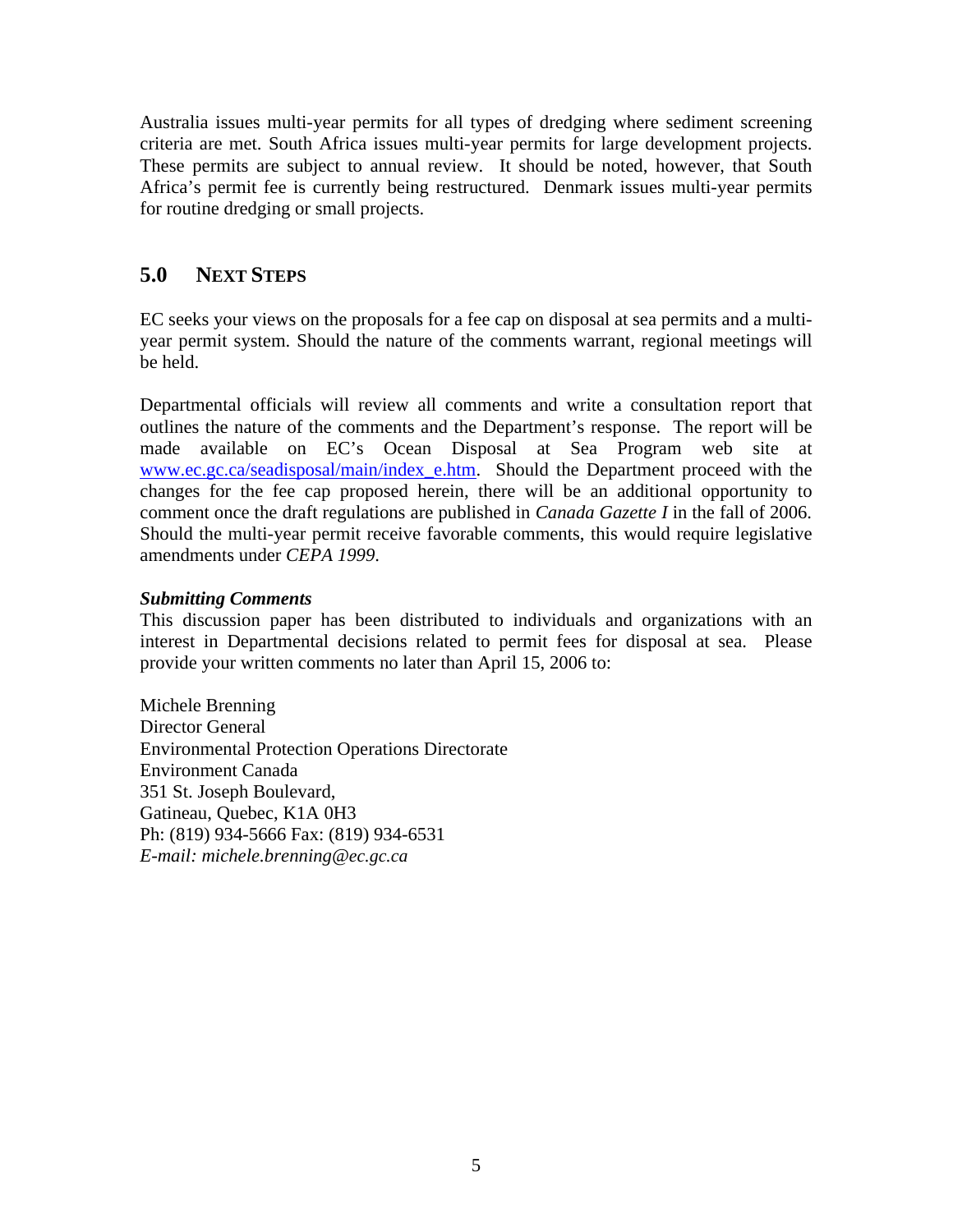Australia issues multi-year permits for all types of dredging where sediment screening criteria are met. South Africa issues multi-year permits for large development projects. These permits are subject to annual review. It should be noted, however, that South Africa's permit fee is currently being restructured. Denmark issues multi-year permits for routine dredging or small projects.

## 5.0 NEXT STEPS

EC seeks your views on the proposals for a fee cap on disposal at sea permits and a multi-year permit system. Should the nature of the comments warrant, regional meetings will be held.

Departmental officials will review all comments and write a consultation report that outlines the nature of the comments and the Department's response. The report will be made available on EC's Ocean Disposal at Sea Program web site at www.ec.gc.ca/seadisposal/main/index_e.htm. Should the Department proceed with the changes for the fee cap proposed herein, there will be an additional opportunity to comment once the draft regulations are published in *Canada Gazette I* in the fall of 2006. Should the multi-year permit receive favorable comments, this would require legislative amendments under *CEPA 1999*.

***Submitting Comments***

This discussion paper has been distributed to individuals and organizations with an interest in Departmental decisions related to permit fees for disposal at sea. Please provide your written comments no later than April 15, 2006 to:

Michele Brenning
Director General
Environmental Protection Operations Directorate
Environment Canada
351 St. Joseph Boulevard,
Gatineau, Quebec, K1A 0H3
Ph: (819) 934-5666 Fax: (819) 934-6531
*E-mail: michele.brenning@ec.gc.ca*